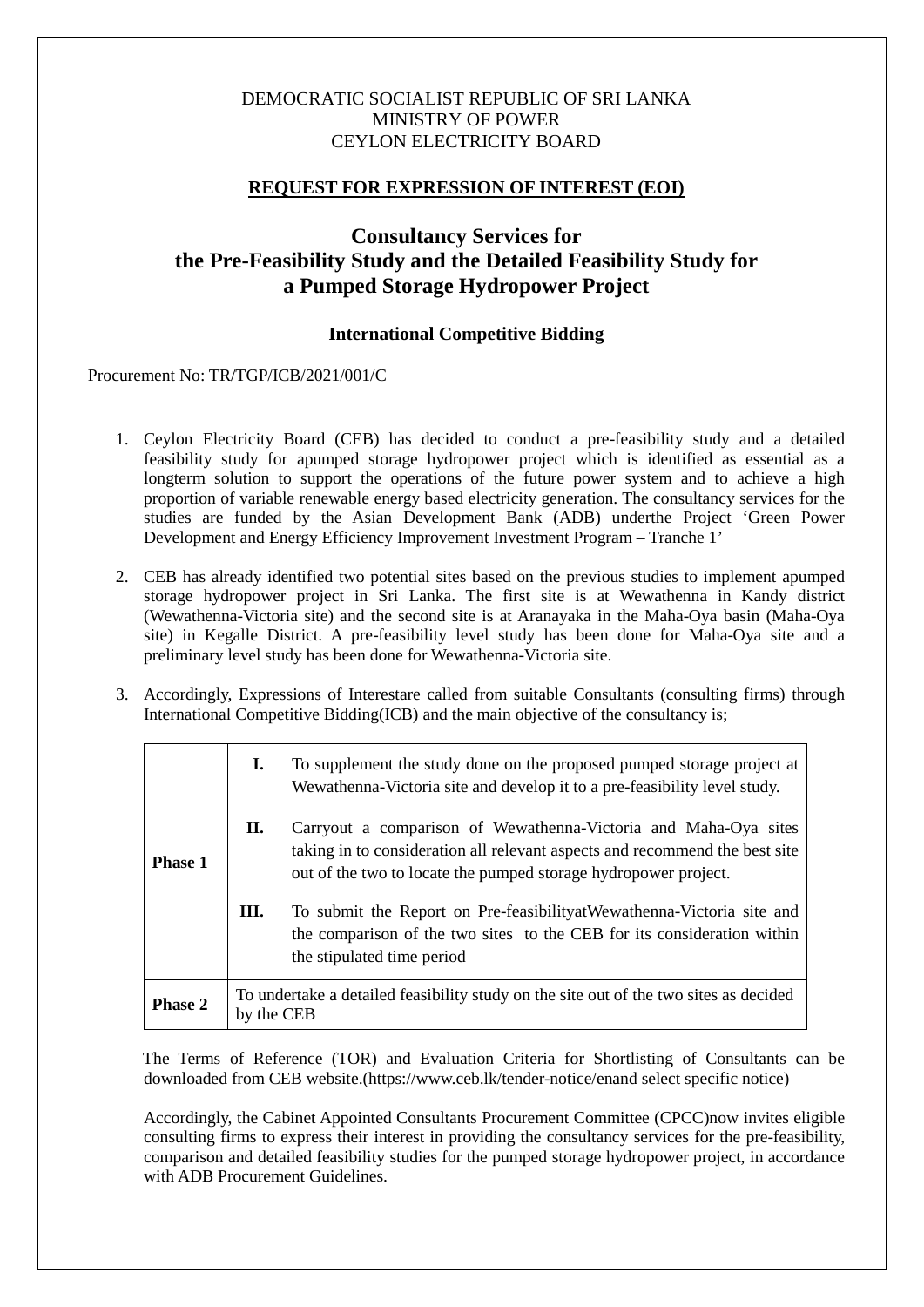DEMOCRATIC SOCIALIST REPUBLIC OF SRI LANKA
MINISTRY OF POWER
CEYLON ELECTRICITY BOARD

**REQUEST FOR EXPRESSION OF INTEREST (EOI)**

# Consultancy Services for the Pre-Feasibility Study and the Detailed Feasibility Study for a Pumped Storage Hydropower Project

**International Competitive Bidding**

Procurement No: TR/TGP/ICB/2021/001/C

1. Ceylon Electricity Board (CEB) has decided to conduct a pre-feasibility study and a detailed feasibility study for apumped storage hydropower project which is identified as essential as a longterm solution to support the operations of the future power system and to achieve a high proportion of variable renewable energy based electricity generation. The consultancy services for the studies are funded by the Asian Development Bank (ADB) underthe Project 'Green Power Development and Energy Efficiency Improvement Investment Program – Tranche 1'

2. CEB has already identified two potential sites based on the previous studies to implement apumped storage hydropower project in Sri Lanka. The first site is at Wewathenna in Kandy district (Wewathenna-Victoria site) and the second site is at Aranayaka in the Maha-Oya basin (Maha-Oya site) in Kegalle District. A pre-feasibility level study has been done for Maha-Oya site and a preliminary level study has been done for Wewathenna-Victoria site.

3. Accordingly, Expressions of Interestare called from suitable Consultants (consulting firms) through International Competitive Bidding(ICB) and the main objective of the consultancy is;

| | | |
|---|---|---|
| **Phase 1** | **I.** | To supplement the study done on the proposed pumped storage project at Wewathenna-Victoria site and develop it to a pre-feasibility level study. |
| | **II.** | Carryout a comparison of Wewathenna-Victoria and Maha-Oya sites taking in to consideration all relevant aspects and recommend the best site out of the two to locate the pumped storage hydropower project. |
| | **III.** | To submit the Report on Pre-feasibilityatWewathenna-Victoria site and the comparison of the two sites to the CEB for its consideration within the stipulated time period |
| **Phase 2** | To undertake a detailed feasibility study on the site out of the two sites as decided by the CEB | |

The Terms of Reference (TOR) and Evaluation Criteria for Shortlisting of Consultants can be downloaded from CEB website.(https://www.ceb.lk/tender-notice/enand select specific notice)

Accordingly, the Cabinet Appointed Consultants Procurement Committee (CPCC)now invites eligible consulting firms to express their interest in providing the consultancy services for the pre-feasibility, comparison and detailed feasibility studies for the pumped storage hydropower project, in accordance with ADB Procurement Guidelines.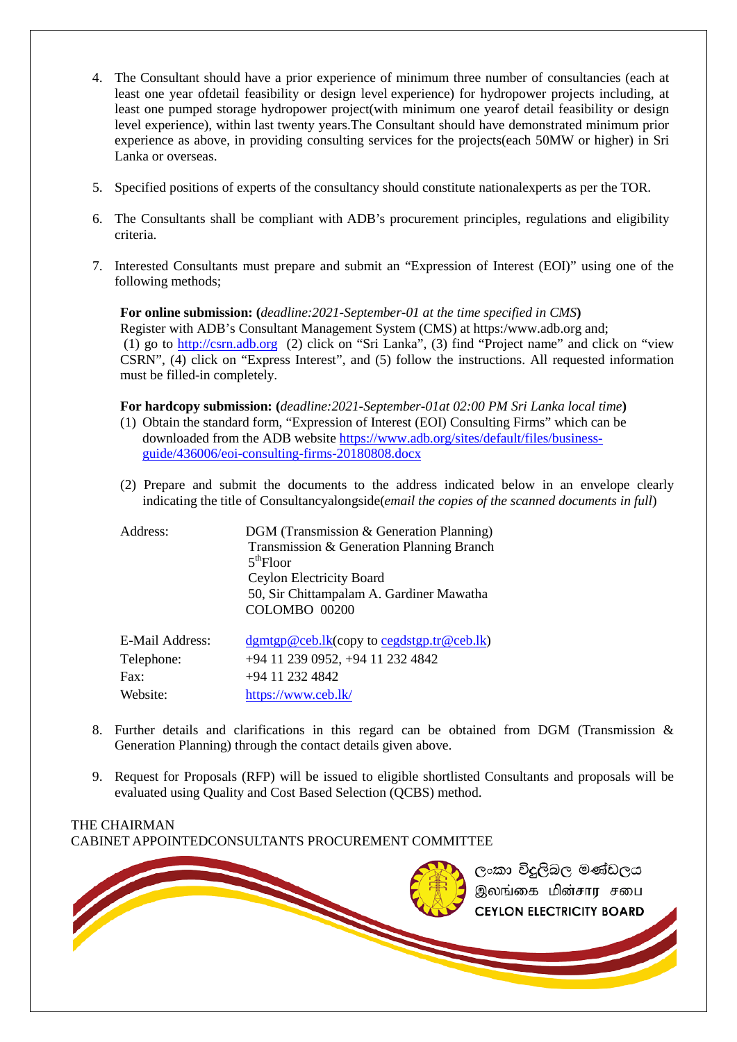4. The Consultant should have a prior experience of minimum three number of consultancies (each at least one year ofdetail feasibility or design level experience) for hydropower projects including, at least one pumped storage hydropower project(with minimum one yearof detail feasibility or design level experience), within last twenty years.The Consultant should have demonstrated minimum prior experience as above, in providing consulting services for the projects(each 50MW or higher) in Sri Lanka or overseas.

5. Specified positions of experts of the consultancy should constitute nationalexperts as per the TOR.

6. The Consultants shall be compliant with ADB's procurement principles, regulations and eligibility criteria.

7. Interested Consultants must prepare and submit an "Expression of Interest (EOI)" using one of the following methods;

   **For online submission: (***deadline:2021-September-01 at the time specified in CMS***)**
   Register with ADB's Consultant Management System (CMS) at https:/www.adb.org and;
   (1) go to http://csrn.adb.org (2) click on "Sri Lanka", (3) find "Project name" and click on "view CSRN", (4) click on "Express Interest", and (5) follow the instructions. All requested information must be filled-in completely.

   **For hardcopy submission: (***deadline:2021-September-01at 02:00 PM Sri Lanka local time***)**
   (1) Obtain the standard form, "Expression of Interest (EOI) Consulting Firms" which can be downloaded from the ADB website https://www.adb.org/sites/default/files/business-guide/436006/eoi-consulting-firms-20180808.docx

   (2) Prepare and submit the documents to the address indicated below in an envelope clearly indicating the title of Consultancyalongside(*email the copies of the scanned documents in full*)

| | |
|---|---|
| Address: | DGM (Transmission & Generation Planning)<br>Transmission & Generation Planning Branch<br>5th Floor<br>Ceylon Electricity Board<br>50, Sir Chittampalam A. Gardiner Mawatha<br>COLOMBO 00200 |
| E-Mail Address: | dgmtgp@ceb.lk(copy to cegdstgp.tr@ceb.lk) |
| Telephone: | +94 11 239 0952, +94 11 232 4842 |
| Fax: | +94 11 232 4842 |
| Website: | https://www.ceb.lk/ |

8. Further details and clarifications in this regard can be obtained from DGM (Transmission & Generation Planning) through the contact details given above.

9. Request for Proposals (RFP) will be issued to eligible shortlisted Consultants and proposals will be evaluated using Quality and Cost Based Selection (QCBS) method.

THE CHAIRMAN
CABINET APPOINTEDCONSULTANTS PROCUREMENT COMMITTEE

ලංකා විදුලිබල මණ්ඩලය
இலங்கை மின்சார சபை
CEYLON ELECTRICITY BOARD